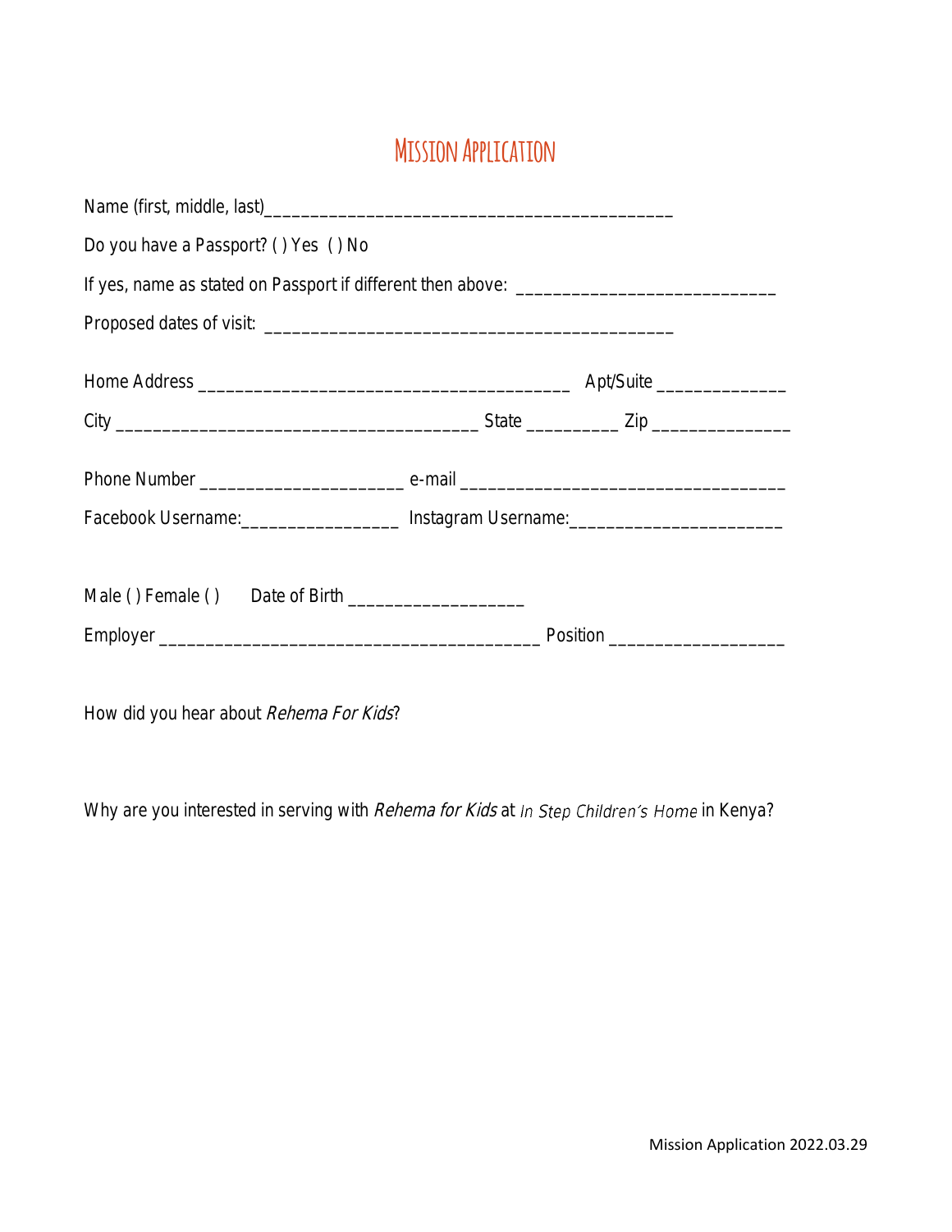# Mission Application

Name (first, middle, last)____________________________________________

Do you have a Passport? ( ) Yes ( ) No

If yes, name as stated on Passport if different then above: ___________________________

Proposed dates of visit: ____________________________________________

Home Address _______________________________________ Apt/Suite _____________

City ______________________________________ State _________ Zip ______________

Phone Number _____________________ e-mail __________________________________

Facebook Username:________________ Instagram Username:______________________

Male ( ) Female ( ) Date of Birth __________________

Employer ________________________________________ Position __________________

How did you hear about *Rehema For Kids*?

Why are you interested in serving with *Rehema for Kids* at *In Step Children's Home* in Kenya?

Mission Application 2022.03.29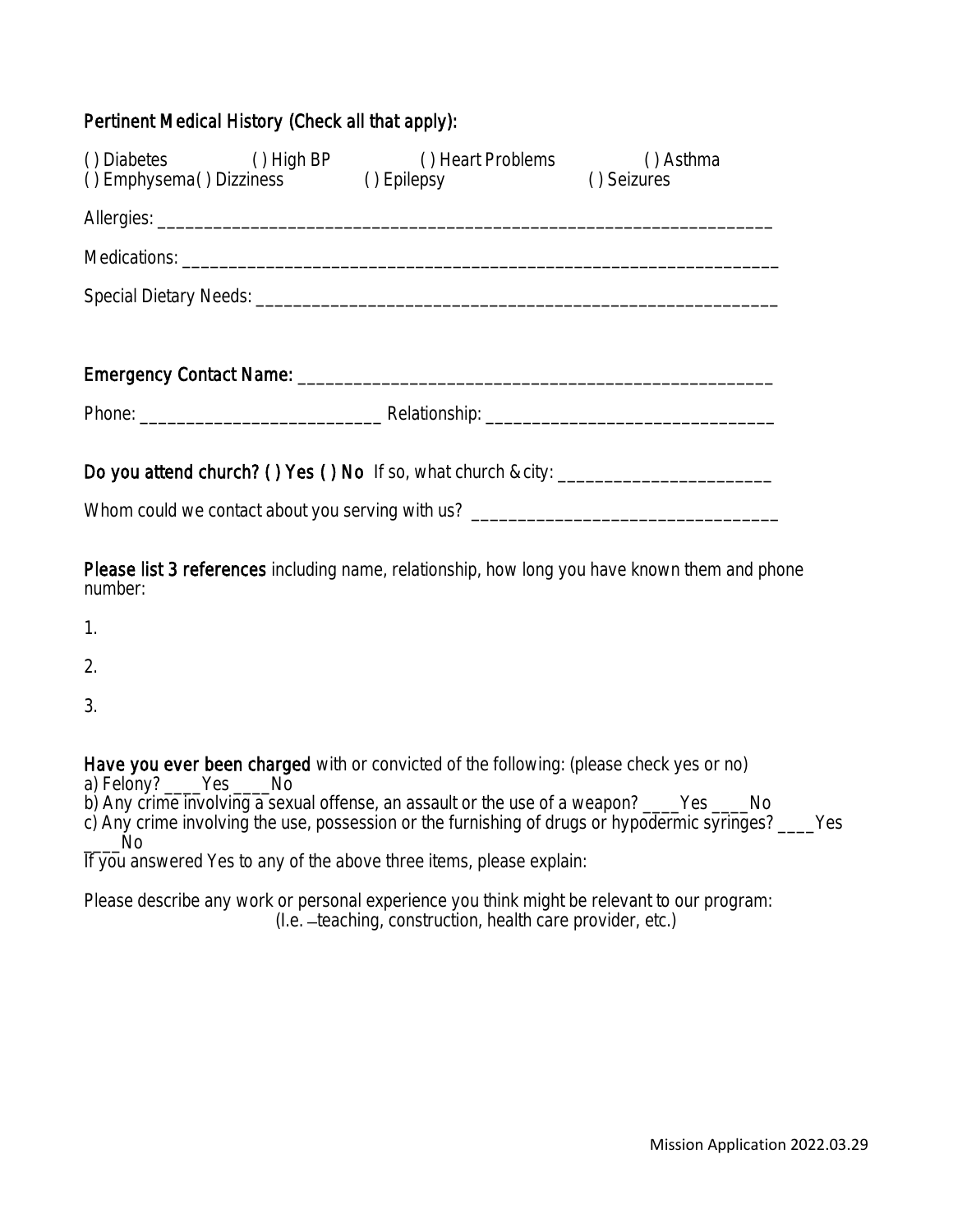**Pertinent Medical History (Check all that apply):**

( ) Diabetes ( ) High BP ( ) Heart Problems ( ) Asthma
( ) Emphysema ( ) Dizziness ( ) Epilepsy ( ) Seizures

Allergies: ________________________________________________________________

Medications: ______________________________________________________________

Special Dietary Needs: _____________________________________________________

**Emergency Contact Name:** ________________________________________________

Phone: __________________________ Relationship: ______________________________

**Do you attend church? ( ) Yes ( ) No** If so, what church & city: _______________________

Whom could we contact about you serving with us? ________________________________

**Please list 3 references** including name, relationship, how long you have known them and phone number:

1.

2.

3.

**Have you ever been charged** with or convicted of the following: (please check yes or no)
a) Felony? ____Yes ____No
b) Any crime involving a sexual offense, an assault or the use of a weapon? ____Yes ____No
c) Any crime involving the use, possession or the furnishing of drugs or hypodermic syringes? ____Yes ____No
If you answered Yes to any of the above three items, please explain:

Please describe any work or personal experience you think might be relevant to our program:
(I.e. –teaching, construction, health care provider, etc.)

Mission Application 2022.03.29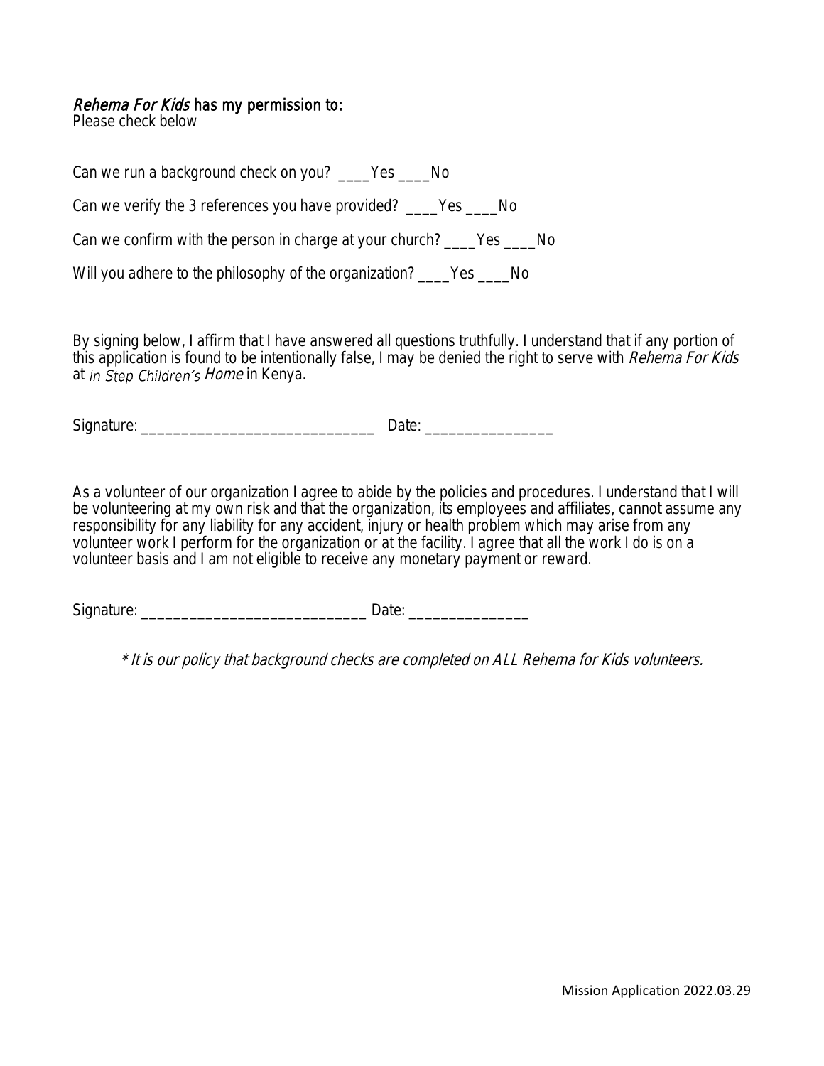*Rehema For Kids* has my permission to:
Please check below

Can we run a background check on you? ____Yes ____No

Can we verify the 3 references you have provided? ____Yes ____No

Can we confirm with the person in charge at your church? ____Yes ____No

Will you adhere to the philosophy of the organization? ____Yes ____No

By signing below, I affirm that I have answered all questions truthfully. I understand that if any portion of this application is found to be intentionally false, I may be denied the right to serve with *Rehema For Kids* at *In Step Children's Home* in Kenya.

Signature: _____________________________ Date: ________________

As a volunteer of our organization I agree to abide by the policies and procedures. I understand that I will be volunteering at my own risk and that the organization, its employees and affiliates, cannot assume any responsibility for any liability for any accident, injury or health problem which may arise from any volunteer work I perform for the organization or at the facility. I agree that all the work I do is on a volunteer basis and I am not eligible to receive any monetary payment or reward.

Signature: ____________________________ Date: _______________

*\* It is our policy that background checks are completed on ALL Rehema for Kids volunteers.*